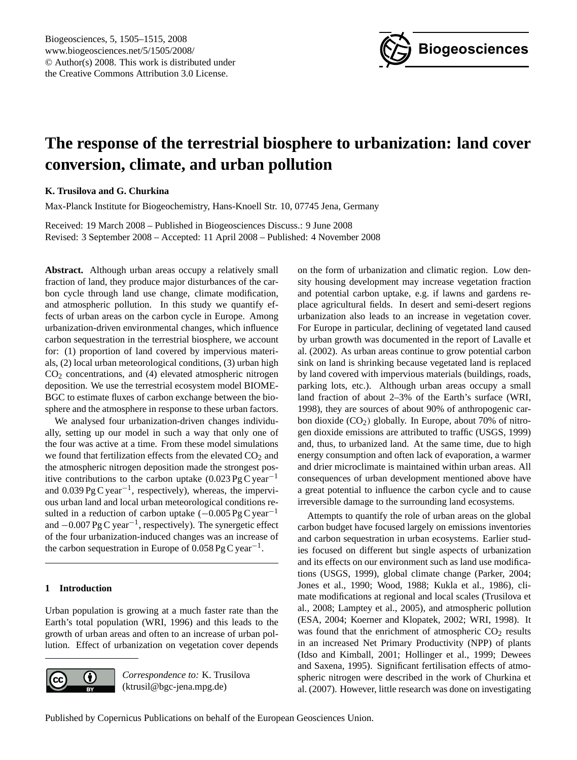# The response of the terrestrial biosphere to urbanization: land cover conversion, climate, and urban pollution

**K. Trusilova and G. Churkina**

Max-Planck Institute for Biogeochemistry, Hans-Knoell Str. 10, 07745 Jena, Germany

Received: 19 March 2008 – Published in Biogeosciences Discuss.: 9 June 2008
Revised: 3 September 2008 – Accepted: 11 April 2008 – Published: 4 November 2008

**Abstract.** Although urban areas occupy a relatively small fraction of land, they produce major disturbances of the carbon cycle through land use change, climate modification, and atmospheric pollution. In this study we quantify effects of urban areas on the carbon cycle in Europe. Among urbanization-driven environmental changes, which influence carbon sequestration in the terrestrial biosphere, we account for: (1) proportion of land covered by impervious materials, (2) local urban meteorological conditions, (3) urban high $CO_2$ concentrations, and (4) elevated atmospheric nitrogen deposition. We use the terrestrial ecosystem model BIOME-BGC to estimate fluxes of carbon exchange between the biosphere and the atmosphere in response to these urban factors.

We analysed four urbanization-driven changes individually, setting up our model in such a way that only one of the four was active at a time. From these model simulations we found that fertilization effects from the elevated $CO_2$ and the atmospheric nitrogen deposition made the strongest positive contributions to the carbon uptake (0.023 Pg C year$^{-1}$ and 0.039 Pg C year$^{-1}$, respectively), whereas, the impervious urban land and local urban meteorological conditions resulted in a reduction of carbon uptake ($-0.005$ Pg C year$^{-1}$ and $-0.007$ Pg C year$^{-1}$, respectively). The synergetic effect of the four urbanization-induced changes was an increase of the carbon sequestration in Europe of 0.058 Pg C year$^{-1}$.

## 1 Introduction

Urban population is growing at a much faster rate than the Earth's total population (WRI, 1996) and this leads to the growth of urban areas and often to an increase of urban pollution. Effect of urbanization on vegetation cover depends on the form of urbanization and climatic region. Low density housing development may increase vegetation fraction and potential carbon uptake, e.g. if lawns and gardens replace agricultural fields. In desert and semi-desert regions urbanization also leads to an increase in vegetation cover. For Europe in particular, declining of vegetated land caused by urban growth was documented in the report of Lavalle et al. (2002). As urban areas continue to grow potential carbon sink on land is shrinking because vegetated land is replaced by land covered with impervious materials (buildings, roads, parking lots, etc.). Although urban areas occupy a small land fraction of about 2–3% of the Earth's surface (WRI, 1998), they are sources of about 90% of anthropogenic carbon dioxide ($CO_2$) globally. In Europe, about 70% of nitrogen dioxide emissions are attributed to traffic (USGS, 1999) and, thus, to urbanized land. At the same time, due to high energy consumption and often lack of evaporation, a warmer and drier microclimate is maintained within urban areas. All consequences of urban development mentioned above have a great potential to influence the carbon cycle and to cause irreversible damage to the surrounding land ecosystems.

Attempts to quantify the role of urban areas on the global carbon budget have focused largely on emissions inventories and carbon sequestration in urban ecosystems. Earlier studies focused on different but single aspects of urbanization and its effects on our environment such as land use modifications (USGS, 1999), global climate change (Parker, 2004; Jones et al., 1990; Wood, 1988; Kukla et al., 1986), climate modifications at regional and local scales (Trusilova et al., 2008; Lamptey et al., 2005), and atmospheric pollution (ESA, 2004; Koerner and Klopatek, 2002; WRI, 1998). It was found that the enrichment of atmospheric $CO_2$ results in an increased Net Primary Productivity (NPP) of plants (Idso and Kimball, 2001; Hollinger et al., 1999; Dewees and Saxena, 1995). Significant fertilisation effects of atmospheric nitrogen were described in the work of Churkina et al. (2007). However, little research was done on investigating

*Correspondence to:* K. Trusilova (ktrusil@bgc-jena.mpg.de)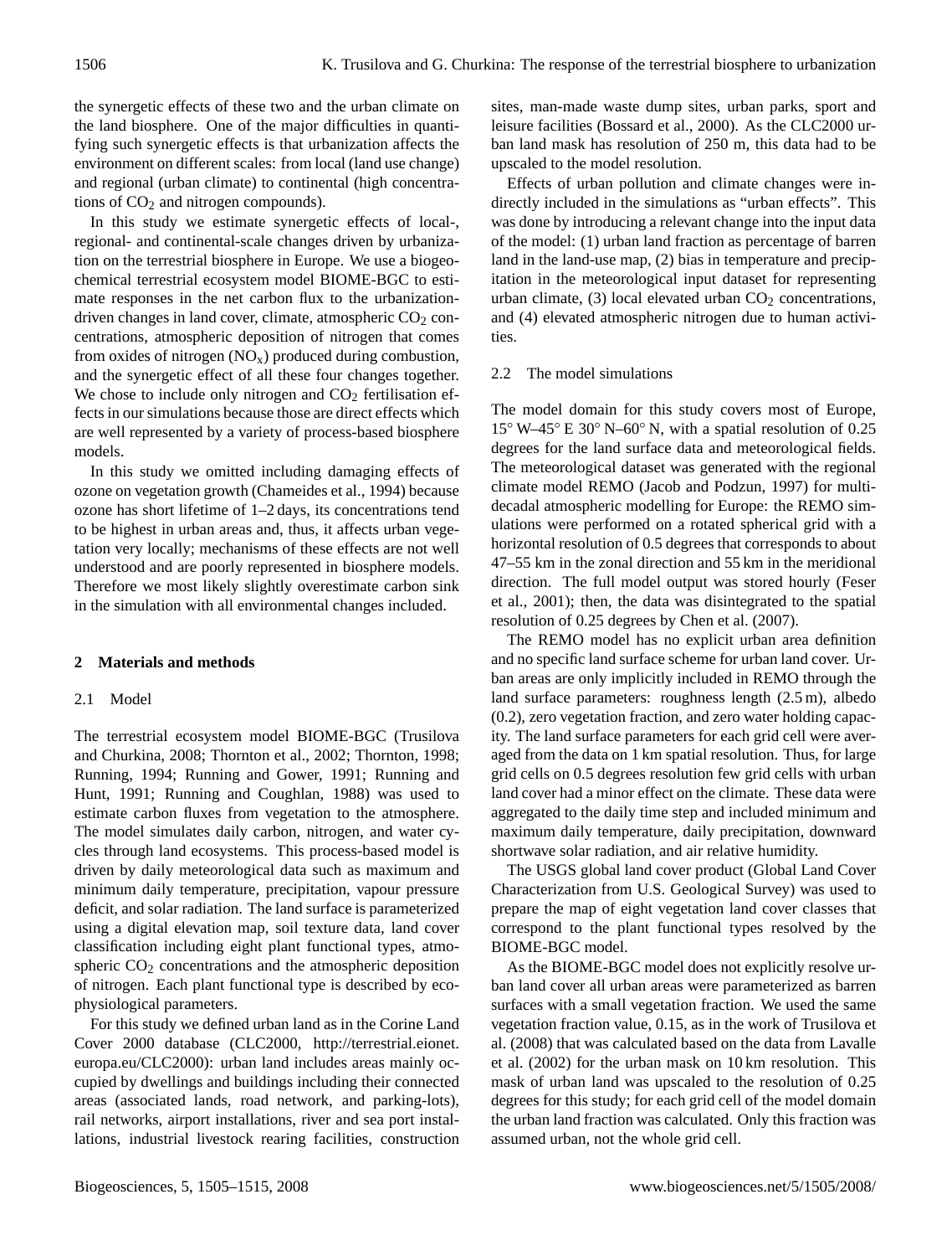the synergetic effects of these two and the urban climate on the land biosphere. One of the major difficulties in quantifying such synergetic effects is that urbanization affects the environment on different scales: from local (land use change) and regional (urban climate) to continental (high concentrations of $CO_2$ and nitrogen compounds).

In this study we estimate synergetic effects of local-, regional- and continental-scale changes driven by urbanization on the terrestrial biosphere in Europe. We use a biogeochemical terrestrial ecosystem model BIOME-BGC to estimate responses in the net carbon flux to the urbanization-driven changes in land cover, climate, atmospheric $CO_2$ concentrations, atmospheric deposition of nitrogen that comes from oxides of nitrogen ($NO_x$) produced during combustion, and the synergetic effect of all these four changes together. We chose to include only nitrogen and $CO_2$ fertilisation effects in our simulations because those are direct effects which are well represented by a variety of process-based biosphere models.

In this study we omitted including damaging effects of ozone on vegetation growth (Chameides et al., 1994) because ozone has short lifetime of 1–2 days, its concentrations tend to be highest in urban areas and, thus, it affects urban vegetation very locally; mechanisms of these effects are not well understood and are poorly represented in biosphere models. Therefore we most likely slightly overestimate carbon sink in the simulation with all environmental changes included.

## 2 Materials and methods

### 2.1 Model

The terrestrial ecosystem model BIOME-BGC (Trusilova and Churkina, 2008; Thornton et al., 2002; Thornton, 1998; Running, 1994; Running and Gower, 1991; Running and Hunt, 1991; Running and Coughlan, 1988) was used to estimate carbon fluxes from vegetation to the atmosphere. The model simulates daily carbon, nitrogen, and water cycles through land ecosystems. This process-based model is driven by daily meteorological data such as maximum and minimum daily temperature, precipitation, vapour pressure deficit, and solar radiation. The land surface is parameterized using a digital elevation map, soil texture data, land cover classification including eight plant functional types, atmospheric $CO_2$ concentrations and the atmospheric deposition of nitrogen. Each plant functional type is described by ecophysiological parameters.

For this study we defined urban land as in the Corine Land Cover 2000 database (CLC2000, http://terrestrial.eionet.europa.eu/CLC2000): urban land includes areas mainly occupied by dwellings and buildings including their connected areas (associated lands, road network, and parking-lots), rail networks, airport installations, river and sea port installations, industrial livestock rearing facilities, construction sites, man-made waste dump sites, urban parks, sport and leisure facilities (Bossard et al., 2000). As the CLC2000 urban land mask has resolution of 250 m, this data had to be upscaled to the model resolution.

Effects of urban pollution and climate changes were indirectly included in the simulations as "urban effects". This was done by introducing a relevant change into the input data of the model: (1) urban land fraction as percentage of barren land in the land-use map, (2) bias in temperature and precipitation in the meteorological input dataset for representing urban climate, (3) local elevated urban $CO_2$ concentrations, and (4) elevated atmospheric nitrogen due to human activities.

### 2.2 The model simulations

The model domain for this study covers most of Europe, 15° W–45° E 30° N–60° N, with a spatial resolution of 0.25 degrees for the land surface data and meteorological fields. The meteorological dataset was generated with the regional climate model REMO (Jacob and Podzun, 1997) for multi-decadal atmospheric modelling for Europe: the REMO simulations were performed on a rotated spherical grid with a horizontal resolution of 0.5 degrees that corresponds to about 47–55 km in the zonal direction and 55 km in the meridional direction. The full model output was stored hourly (Feser et al., 2001); then, the data was disintegrated to the spatial resolution of 0.25 degrees by Chen et al. (2007).

The REMO model has no explicit urban area definition and no specific land surface scheme for urban land cover. Urban areas are only implicitly included in REMO through the land surface parameters: roughness length (2.5 m), albedo (0.2), zero vegetation fraction, and zero water holding capacity. The land surface parameters for each grid cell were averaged from the data on 1 km spatial resolution. Thus, for large grid cells on 0.5 degrees resolution few grid cells with urban land cover had a minor effect on the climate. These data were aggregated to the daily time step and included minimum and maximum daily temperature, daily precipitation, downward shortwave solar radiation, and air relative humidity.

The USGS global land cover product (Global Land Cover Characterization from U.S. Geological Survey) was used to prepare the map of eight vegetation land cover classes that correspond to the plant functional types resolved by the BIOME-BGC model.

As the BIOME-BGC model does not explicitly resolve urban land cover all urban areas were parameterized as barren surfaces with a small vegetation fraction. We used the same vegetation fraction value, 0.15, as in the work of Trusilova et al. (2008) that was calculated based on the data from Lavalle et al. (2002) for the urban mask on 10 km resolution. This mask of urban land was upscaled to the resolution of 0.25 degrees for this study; for each grid cell of the model domain the urban land fraction was calculated. Only this fraction was assumed urban, not the whole grid cell.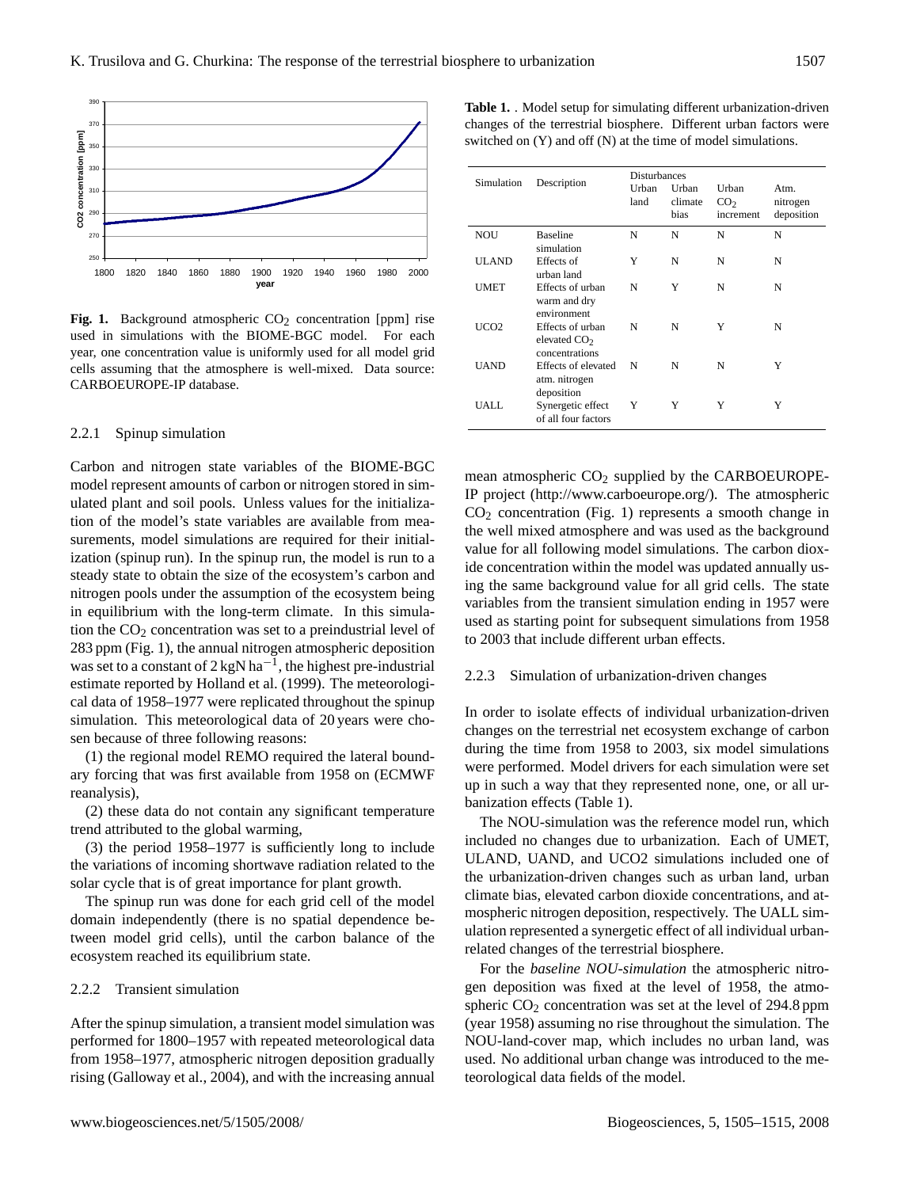Fig. 1. Background atmospheric $CO_2$ concentration [ppm] rise used in simulations with the BIOME-BGC model. For each year, one concentration value is uniformly used for all model grid cells assuming that the atmosphere is well-mixed. Data source: CARBOEUROPE-IP database.

#### 2.2.1 Spinup simulation

Carbon and nitrogen state variables of the BIOME-BGC model represent amounts of carbon or nitrogen stored in simulated plant and soil pools. Unless values for the initialization of the model's state variables are available from measurements, model simulations are required for their initialization (spinup run). In the spinup run, the model is run to a steady state to obtain the size of the ecosystem's carbon and nitrogen pools under the assumption of the ecosystem being in equilibrium with the long-term climate. In this simulation the $CO_2$ concentration was set to a preindustrial level of 283 ppm (Fig. 1), the annual nitrogen atmospheric deposition was set to a constant of 2 kgN $ha^{-1}$, the highest pre-industrial estimate reported by Holland et al. (1999). The meteorological data of 1958–1977 were replicated throughout the spinup simulation. This meteorological data of 20 years were chosen because of three following reasons:

(1) the regional model REMO required the lateral boundary forcing that was first available from 1958 on (ECMWF reanalysis),

(2) these data do not contain any significant temperature trend attributed to the global warming,

(3) the period 1958–1977 is sufficiently long to include the variations of incoming shortwave radiation related to the solar cycle that is of great importance for plant growth.

The spinup run was done for each grid cell of the model domain independently (there is no spatial dependence between model grid cells), until the carbon balance of the ecosystem reached its equilibrium state.

#### 2.2.2 Transient simulation

After the spinup simulation, a transient model simulation was performed for 1800–1957 with repeated meteorological data from 1958–1977, atmospheric nitrogen deposition gradually rising (Galloway et al., 2004), and with the increasing annual mean atmospheric $CO_2$ supplied by the CARBOEUROPE-IP project (http://www.carboeurope.org/). The atmospheric $CO_2$ concentration (Fig. 1) represents a smooth change in the well mixed atmosphere and was used as the background value for all following model simulations. The carbon dioxide concentration within the model was updated annually using the same background value for all grid cells. The state variables from the transient simulation ending in 1957 were used as starting point for subsequent simulations from 1958 to 2003 that include different urban effects.

**Table 1.** . Model setup for simulating different urbanization-driven changes of the terrestrial biosphere. Different urban factors were switched on (Y) and off (N) at the time of model simulations.

| Simulation | Description | Disturbances | | | |
|---|---|---|---|---|---|
| | | Urban land | Urban climate bias | Urban $CO_2$ increment | Atm. nitrogen deposition |
| NOU | Baseline simulation | N | N | N | N |
| ULAND | Effects of urban land | Y | N | N | N |
| UMET | Effects of urban warm and dry environment | N | Y | N | N |
| UCO2 | Effects of urban elevated $CO_2$ concentrations | N | N | Y | N |
| UAND | Effects of elevated atm. nitrogen deposition | N | N | N | Y |
| UALL | Synergetic effect of all four factors | Y | Y | Y | Y |

#### 2.2.3 Simulation of urbanization-driven changes

In order to isolate effects of individual urbanization-driven changes on the terrestrial net ecosystem exchange of carbon during the time from 1958 to 2003, six model simulations were performed. Model drivers for each simulation were set up in such a way that they represented none, one, or all urbanization effects (Table 1).

The NOU-simulation was the reference model run, which included no changes due to urbanization. Each of UMET, ULAND, UAND, and UCO2 simulations included one of the urbanization-driven changes such as urban land, urban climate bias, elevated carbon dioxide concentrations, and atmospheric nitrogen deposition, respectively. The UALL simulation represented a synergetic effect of all individual urban-related changes of the terrestrial biosphere.

For the *baseline NOU-simulation* the atmospheric nitrogen deposition was fixed at the level of 1958, the atmospheric $CO_2$ concentration was set at the level of 294.8 ppm (year 1958) assuming no rise throughout the simulation. The NOU-land-cover map, which includes no urban land, was used. No additional urban change was introduced to the meteorological data fields of the model.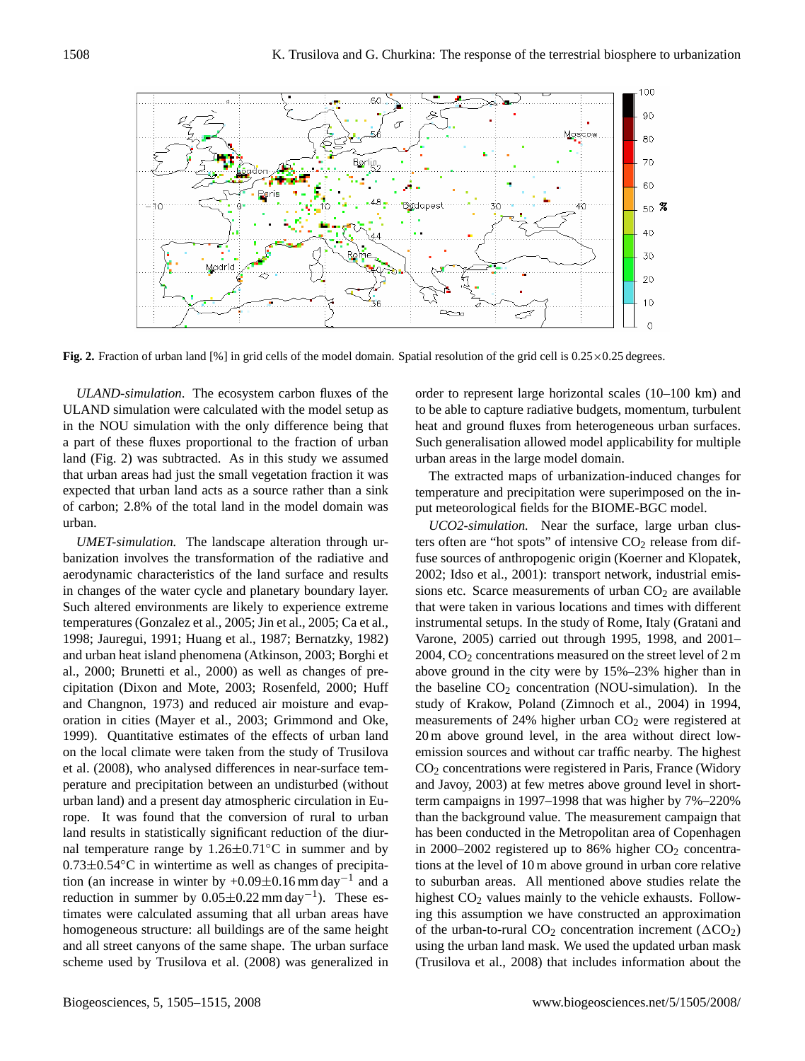Fig. 2. Fraction of urban land [%] in grid cells of the model domain. Spatial resolution of the grid cell is 0.25×0.25 degrees.

*ULAND-simulation*. The ecosystem carbon fluxes of the ULAND simulation were calculated with the model setup as in the NOU simulation with the only difference being that a part of these fluxes proportional to the fraction of urban land (Fig. 2) was subtracted. As in this study we assumed that urban areas had just the small vegetation fraction it was expected that urban land acts as a source rather than a sink of carbon; 2.8% of the total land in the model domain was urban.

*UMET-simulation.* The landscape alteration through urbanization involves the transformation of the radiative and aerodynamic characteristics of the land surface and results in changes of the water cycle and planetary boundary layer. Such altered environments are likely to experience extreme temperatures (Gonzalez et al., 2005; Jin et al., 2005; Ca et al., 1998; Jauregui, 1991; Huang et al., 1987; Bernatzky, 1982) and urban heat island phenomena (Atkinson, 2003; Borghi et al., 2000; Brunetti et al., 2000) as well as changes of precipitation (Dixon and Mote, 2003; Rosenfeld, 2000; Huff and Changnon, 1973) and reduced air moisture and evaporation in cities (Mayer et al., 2003; Grimmond and Oke, 1999). Quantitative estimates of the effects of urban land on the local climate were taken from the study of Trusilova et al. (2008), who analysed differences in near-surface temperature and precipitation between an undisturbed (without urban land) and a present day atmospheric circulation in Europe. It was found that the conversion of rural to urban land results in statistically significant reduction of the diurnal temperature range by $1.26\pm0.71$°C in summer and by $0.73\pm0.54$°C in wintertime as well as changes of precipitation (an increase in winter by $+0.09\pm0.16$ mm day$^{-1}$ and a reduction in summer by $0.05\pm0.22$ mm day$^{-1}$). These estimates were calculated assuming that all urban areas have homogeneous structure: all buildings are of the same height and all street canyons of the same shape. The urban surface scheme used by Trusilova et al. (2008) was generalized in order to represent large horizontal scales (10–100 km) and to be able to capture radiative budgets, momentum, turbulent heat and ground fluxes from heterogeneous urban surfaces. Such generalisation allowed model applicability for multiple urban areas in the large model domain.

The extracted maps of urbanization-induced changes for temperature and precipitation were superimposed on the input meteorological fields for the BIOME-BGC model.

*UCO2-simulation.* Near the surface, large urban clusters often are "hot spots" of intensive $CO_2$ release from diffuse sources of anthropogenic origin (Koerner and Klopatek, 2002; Idso et al., 2001): transport network, industrial emissions etc. Scarce measurements of urban $CO_2$ are available that were taken in various locations and times with different instrumental setups. In the study of Rome, Italy (Gratani and Varone, 2005) carried out through 1995, 1998, and 2001–2004, $CO_2$ concentrations measured on the street level of 2 m above ground in the city were by 15%–23% higher than in the baseline $CO_2$ concentration (NOU-simulation). In the study of Krakow, Poland (Zimnoch et al., 2004) in 1994, measurements of 24% higher urban $CO_2$ were registered at 20 m above ground level, in the area without direct low-emission sources and without car traffic nearby. The highest $CO_2$ concentrations were registered in Paris, France (Widory and Javoy, 2003) at few metres above ground level in short-term campaigns in 1997–1998 that was higher by 7%–220% than the background value. The measurement campaign that has been conducted in the Metropolitan area of Copenhagen in 2000–2002 registered up to 86% higher $CO_2$ concentrations at the level of 10 m above ground in urban core relative to suburban areas. All mentioned above studies relate the highest $CO_2$ values mainly to the vehicle exhausts. Following this assumption we have constructed an approximation of the urban-to-rural $CO_2$ concentration increment ($\Delta CO_2$) using the urban land mask. We used the updated urban mask (Trusilova et al., 2008) that includes information about the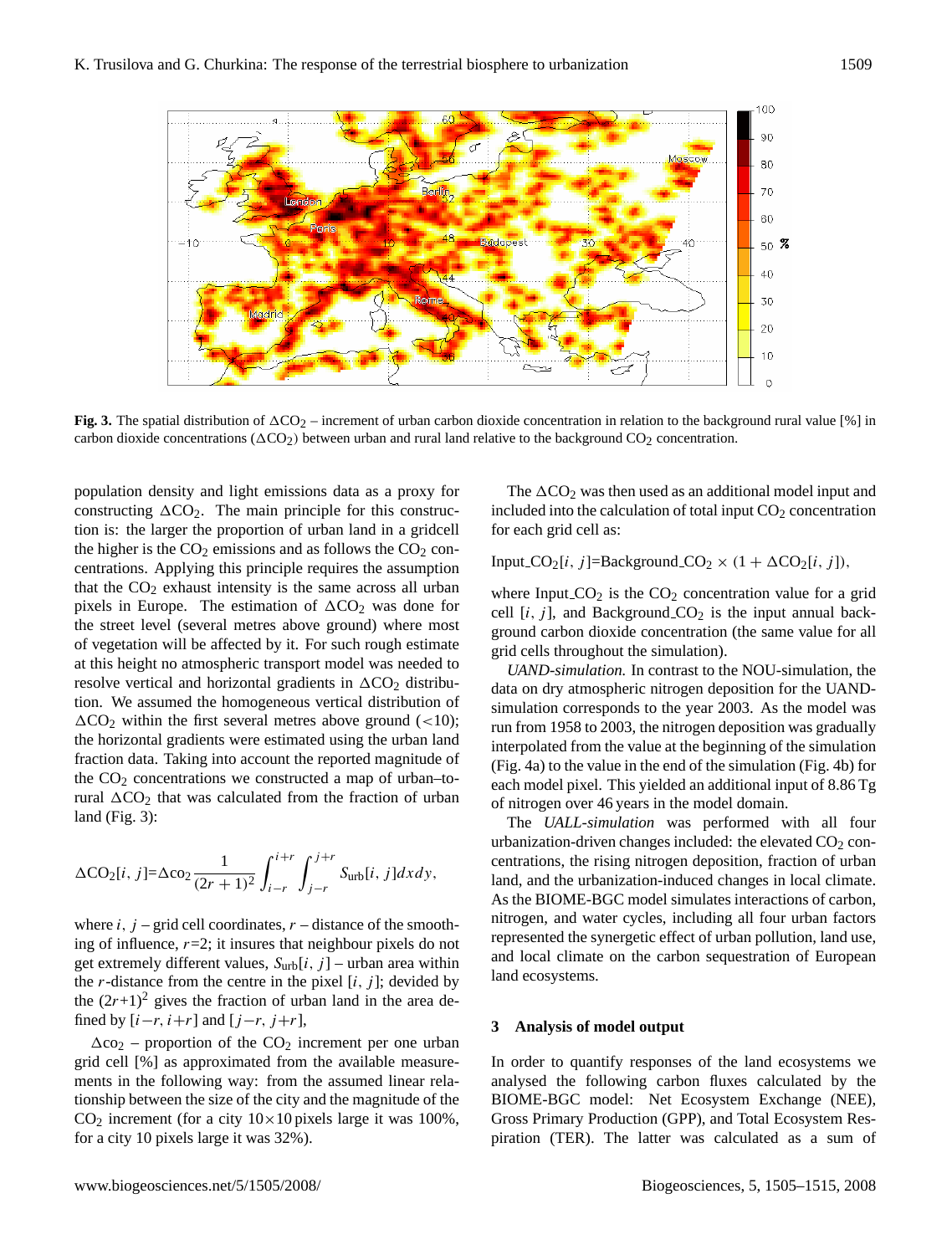**Fig. 3.** The spatial distribution of $\Delta CO_2$ – increment of urban carbon dioxide concentration in relation to the background rural value [%] in carbon dioxide concentrations ($\Delta CO_2$) between urban and rural land relative to the background $CO_2$ concentration.

population density and light emissions data as a proxy for constructing $\Delta CO_2$. The main principle for this construction is: the larger the proportion of urban land in a gridcell the higher is the $CO_2$ emissions and as follows the $CO_2$ concentrations. Applying this principle requires the assumption that the $CO_2$ exhaust intensity is the same across all urban pixels in Europe. The estimation of $\Delta CO_2$ was done for the street level (several metres above ground) where most of vegetation will be affected by it. For such rough estimate at this height no atmospheric transport model was needed to resolve vertical and horizontal gradients in $\Delta CO_2$ distribution. We assumed the homogeneous vertical distribution of $\Delta CO_2$ within the first several metres above ground ($<10$); the horizontal gradients were estimated using the urban land fraction data. Taking into account the reported magnitude of the $CO_2$ concentrations we constructed a map of urban–to-rural $\Delta CO_2$ that was calculated from the fraction of urban land (Fig. 3):

$$\Delta CO_2[i,\, j] = \Delta co_2 \frac{1}{(2r+1)^2} \int_{i-r}^{i+r} \int_{j-r}^{j+r} S_{\text{urb}}[i,\, j] dxdy,$$

where $i$, $j$ – grid cell coordinates, $r$ – distance of the smoothing of influence, $r$=2; it insures that neighbour pixels do not get extremely different values, $S_{\text{urb}}[i, j]$ – urban area within the $r$-distance from the centre in the pixel $[i, j]$; devided by the $(2r+1)^2$ gives the fraction of urban land in the area defined by $[i-r, i+r]$ and $[j-r, j+r]$,

$\Delta co_2$ – proportion of the $CO_2$ increment per one urban grid cell [%] as approximated from the available measurements in the following way: from the assumed linear relationship between the size of the city and the magnitude of the $CO_2$ increment (for a city $10\times10$ pixels large it was 100%, for a city 10 pixels large it was 32%).

The $\Delta CO_2$ was then used as an additional model input and included into the calculation of total input $CO_2$ concentration for each grid cell as:

$$\text{Input\_CO}_2[i,\, j] = \text{Background\_CO}_2 \times (1 + \Delta CO_2[i,\, j]),$$

where Input_$CO_2$ is the $CO_2$ concentration value for a grid cell $[i, j]$, and Background_$CO_2$ is the input annual background carbon dioxide concentration (the same value for all grid cells throughout the simulation).

*UAND-simulation.* In contrast to the NOU-simulation, the data on dry atmospheric nitrogen deposition for the UAND-simulation corresponds to the year 2003. As the model was run from 1958 to 2003, the nitrogen deposition was gradually interpolated from the value at the beginning of the simulation (Fig. 4a) to the value in the end of the simulation (Fig. 4b) for each model pixel. This yielded an additional input of 8.86 Tg of nitrogen over 46 years in the model domain.

The *UALL-simulation* was performed with all four urbanization-driven changes included: the elevated $CO_2$ concentrations, the rising nitrogen deposition, fraction of urban land, and the urbanization-induced changes in local climate. As the BIOME-BGC model simulates interactions of carbon, nitrogen, and water cycles, including all four urban factors represented the synergetic effect of urban pollution, land use, and local climate on the carbon sequestration of European land ecosystems.

## 3 Analysis of model output

In order to quantify responses of the land ecosystems we analysed the following carbon fluxes calculated by the BIOME-BGC model: Net Ecosystem Exchange (NEE), Gross Primary Production (GPP), and Total Ecosystem Respiration (TER). The latter was calculated as a sum of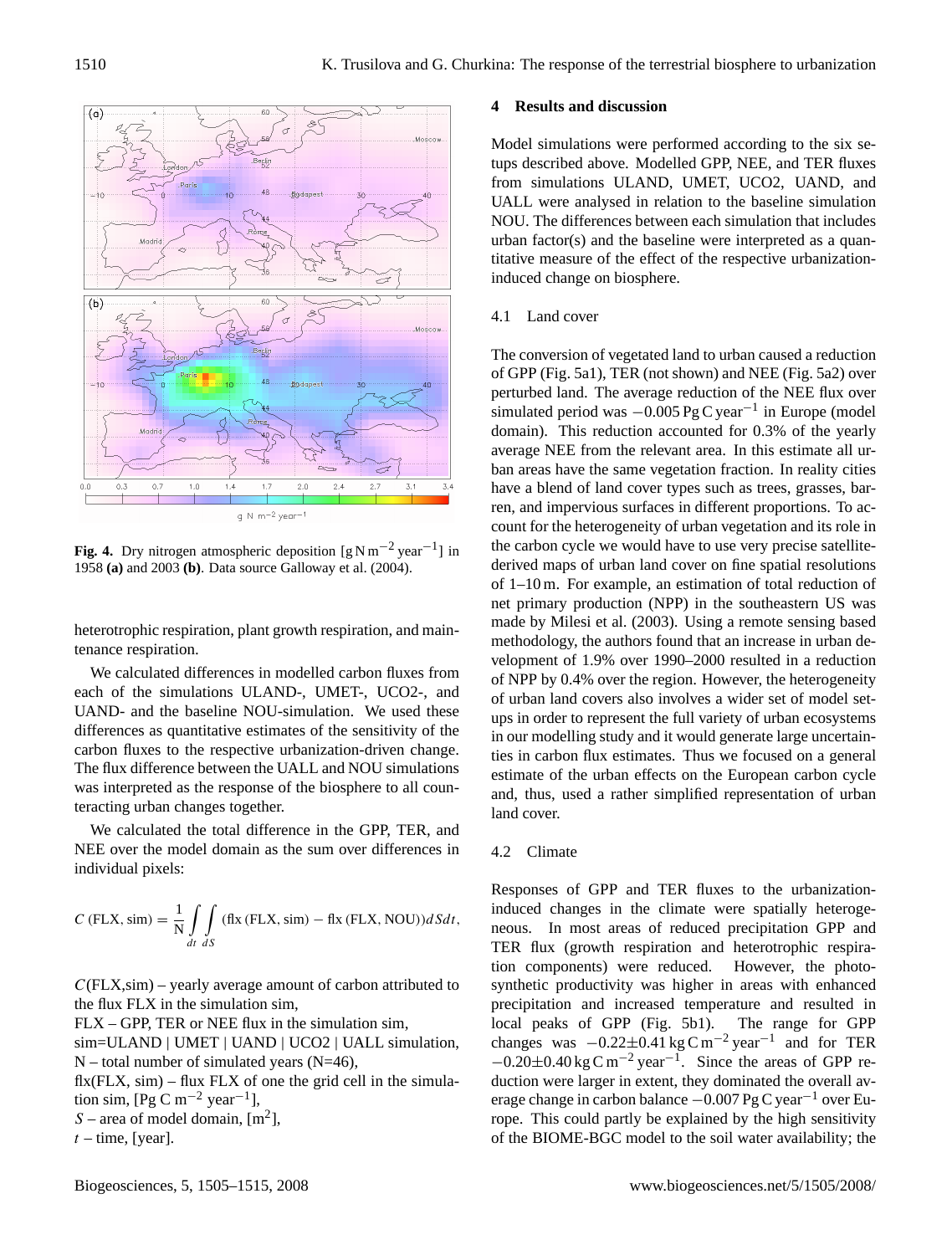**Fig. 4.** Dry nitrogen atmospheric deposition [$\mathrm{g\,N\,m^{-2}\,year^{-1}}$] in 1958 **(a)** and 2003 **(b)**. Data source Galloway et al. (2004).

heterotrophic respiration, plant growth respiration, and maintenance respiration.

We calculated differences in modelled carbon fluxes from each of the simulations ULAND-, UMET-, UCO2-, and UAND- and the baseline NOU-simulation. We used these differences as quantitative estimates of the sensitivity of the carbon fluxes to the respective urbanization-driven change. The flux difference between the UALL and NOU simulations was interpreted as the response of the biosphere to all counteracting urban changes together.

We calculated the total difference in the GPP, TER, and NEE over the model domain as the sum over differences in individual pixels:

$$C\,(\mathrm{FLX},\mathrm{sim}) = \frac{1}{\mathrm{N}} \int_{dt} \int_{dS} (\mathrm{flx}\,(\mathrm{FLX},\mathrm{sim}) - \mathrm{flx}\,(\mathrm{FLX},\mathrm{NOU}))\,dSdt,$$

$C$(FLX,sim) – yearly average amount of carbon attributed to the flux FLX in the simulation sim,

FLX – GPP, TER or NEE flux in the simulation sim,

sim=ULAND | UMET | UAND | UCO2 | UALL simulation,

N – total number of simulated years (N=46),

flx(FLX, sim) – flux FLX of one the grid cell in the simulation sim, [Pg C $\mathrm{m^{-2}}$ $\mathrm{year^{-1}}$],

$S$ – area of model domain, [$\mathrm{m^2}$],

$t$ – time, [year].

## 4 Results and discussion

Model simulations were performed according to the six setups described above. Modelled GPP, NEE, and TER fluxes from simulations ULAND, UMET, UCO2, UAND, and UALL were analysed in relation to the baseline simulation NOU. The differences between each simulation that includes urban factor(s) and the baseline were interpreted as a quantitative measure of the effect of the respective urbanization-induced change on biosphere.

### 4.1 Land cover

The conversion of vegetated land to urban caused a reduction of GPP (Fig. 5a1), TER (not shown) and NEE (Fig. 5a2) over perturbed land. The average reduction of the NEE flux over simulated period was $-0.005\,\mathrm{Pg\,C\,year^{-1}}$ in Europe (model domain). This reduction accounted for 0.3% of the yearly average NEE from the relevant area. In this estimate all urban areas have the same vegetation fraction. In reality cities have a blend of land cover types such as trees, grasses, barren, and impervious surfaces in different proportions. To account for the heterogeneity of urban vegetation and its role in the carbon cycle we would have to use very precise satellite-derived maps of urban land cover on fine spatial resolutions of 1–10 m. For example, an estimation of total reduction of net primary production (NPP) in the southeastern US was made by Milesi et al. (2003). Using a remote sensing based methodology, the authors found that an increase in urban development of 1.9% over 1990–2000 resulted in a reduction of NPP by 0.4% over the region. However, the heterogeneity of urban land covers also involves a wider set of model setups in order to represent the full variety of urban ecosystems in our modelling study and it would generate large uncertainties in carbon flux estimates. Thus we focused on a general estimate of the urban effects on the European carbon cycle and, thus, used a rather simplified representation of urban land cover.

### 4.2 Climate

Responses of GPP and TER fluxes to the urbanization-induced changes in the climate were spatially heterogeneous. In most areas of reduced precipitation GPP and TER flux (growth respiration and heterotrophic respiration components) were reduced. However, the photosynthetic productivity was higher in areas with enhanced precipitation and increased temperature and resulted in local peaks of GPP (Fig. 5b1). The range for GPP changes was $-0.22\pm0.41\,\mathrm{kg\,C\,m^{-2}\,year^{-1}}$ and for TER $-0.20\pm0.40\,\mathrm{kg\,C\,m^{-2}\,year^{-1}}$. Since the areas of GPP reduction were larger in extent, they dominated the overall average change in carbon balance $-0.007\,\mathrm{Pg\,C\,year^{-1}}$ over Europe. This could partly be explained by the high sensitivity of the BIOME-BGC model to the soil water availability; the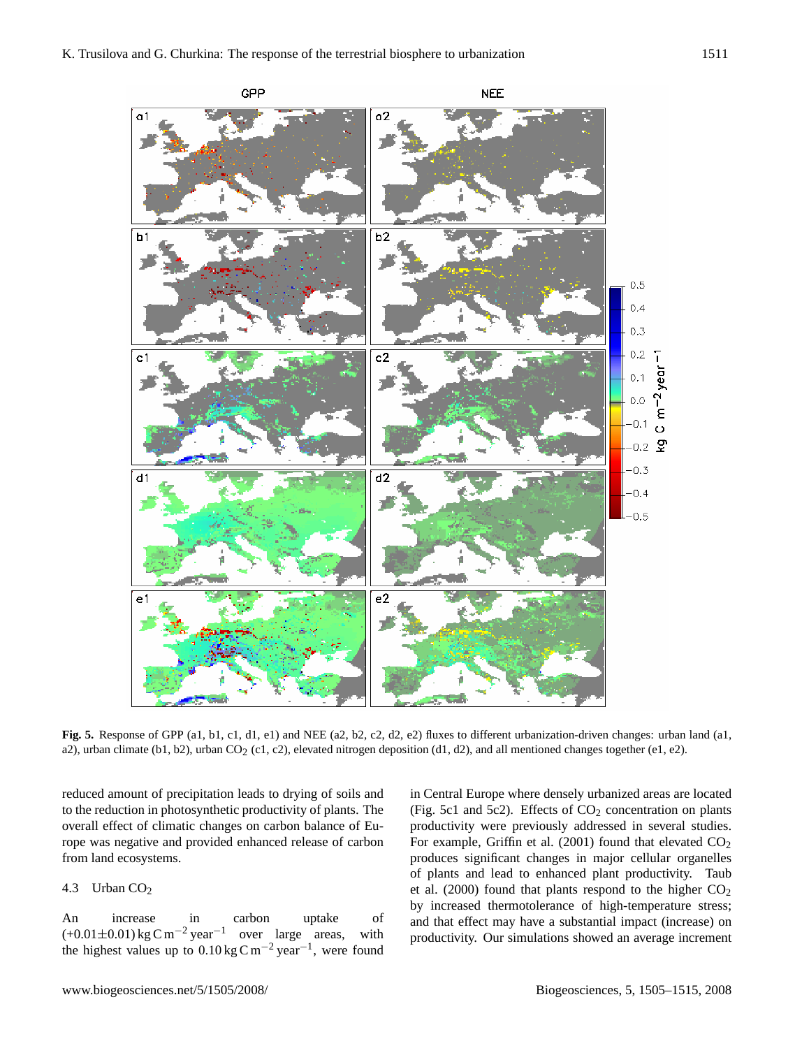**Fig. 5.** Response of GPP (a1, b1, c1, d1, e1) and NEE (a2, b2, c2, d2, e2) fluxes to different urbanization-driven changes: urban land (a1, a2), urban climate (b1, b2), urban $CO_2$ (c1, c2), elevated nitrogen deposition (d1, d2), and all mentioned changes together (e1, e2).

reduced amount of precipitation leads to drying of soils and to the reduction in photosynthetic productivity of plants. The overall effect of climatic changes on carbon balance of Europe was negative and provided enhanced release of carbon from land ecosystems.

### 4.3 Urban $CO_2$

An increase in carbon uptake of $(+0.01\pm0.01)\,\mathrm{kg\,C\,m^{-2}\,year^{-1}}$ over large areas, with the highest values up to $0.10\,\mathrm{kg\,C\,m^{-2}\,year^{-1}}$, were found in Central Europe where densely urbanized areas are located (Fig. 5c1 and 5c2). Effects of $CO_2$ concentration on plants productivity were previously addressed in several studies. For example, Griffin et al. (2001) found that elevated $CO_2$ produces significant changes in major cellular organelles of plants and lead to enhanced plant productivity. Taub et al. (2000) found that plants respond to the higher $CO_2$ by increased thermotolerance of high-temperature stress; and that effect may have a substantial impact (increase) on productivity. Our simulations showed an average increment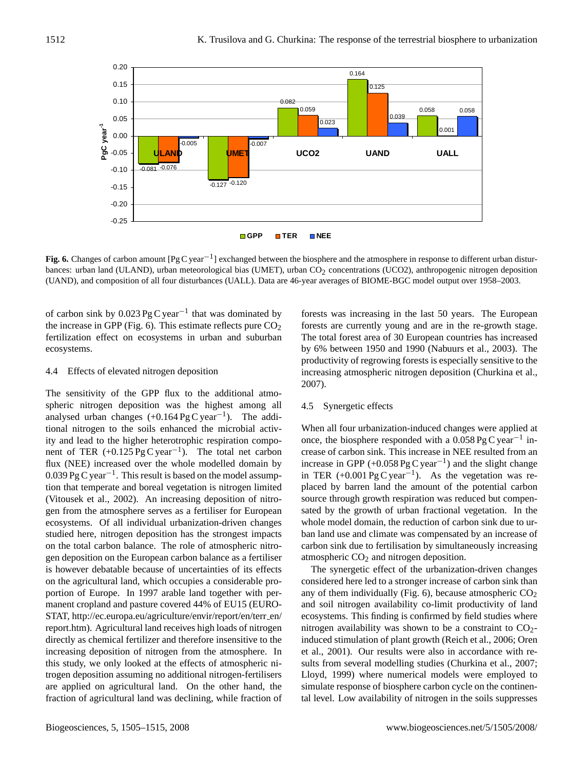Fig. 6. Changes of carbon amount [Pg C year$^{-1}$] exchanged between the biosphere and the atmosphere in response to different urban disturbances: urban land (ULAND), urban meteorological bias (UMET), urban $CO_2$ concentrations (UCO2), anthropogenic nitrogen deposition (UAND), and composition of all four disturbances (UALL). Data are 46-year averages of BIOME-BGC model output over 1958–2003.

of carbon sink by 0.023 Pg C year$^{-1}$ that was dominated by the increase in GPP (Fig. 6). This estimate reflects pure $CO_2$ fertilization effect on ecosystems in urban and suburban ecosystems.

### 4.4 Effects of elevated nitrogen deposition

The sensitivity of the GPP flux to the additional atmospheric nitrogen deposition was the highest among all analysed urban changes (+0.164 Pg C year$^{-1}$). The additional nitrogen to the soils enhanced the microbial activity and lead to the higher heterotrophic respiration component of TER (+0.125 Pg C year$^{-1}$). The total net carbon flux (NEE) increased over the whole modelled domain by 0.039 Pg C year$^{-1}$. This result is based on the model assumption that temperate and boreal vegetation is nitrogen limited (Vitousek et al., 2002). An increasing deposition of nitrogen from the atmosphere serves as a fertiliser for European ecosystems. Of all individual urbanization-driven changes studied here, nitrogen deposition has the strongest impacts on the total carbon balance. The role of atmospheric nitrogen deposition on the European carbon balance as a fertiliser is however debatable because of uncertainties of its effects on the agricultural land, which occupies a considerable proportion of Europe. In 1997 arable land together with permanent cropland and pasture covered 44% of EU15 (EUROSTAT, http://ec.europa.eu/agriculture/envir/report/en/terr_en/report.htm). Agricultural land receives high loads of nitrogen directly as chemical fertilizer and therefore insensitive to the increasing deposition of nitrogen from the atmosphere. In this study, we only looked at the effects of atmospheric nitrogen deposition assuming no additional nitrogen-fertilisers are applied on agricultural land. On the other hand, the fraction of agricultural land was declining, while fraction of forests was increasing in the last 50 years. The European forests are currently young and are in the re-growth stage. The total forest area of 30 European countries has increased by 6% between 1950 and 1990 (Nabuurs et al., 2003). The productivity of regrowing forests is especially sensitive to the increasing atmospheric nitrogen deposition (Churkina et al., 2007).

### 4.5 Synergetic effects

When all four urbanization-induced changes were applied at once, the biosphere responded with a 0.058 Pg C year$^{-1}$ increase of carbon sink. This increase in NEE resulted from an increase in GPP (+0.058 Pg C year$^{-1}$) and the slight change in TER (+0.001 Pg C year$^{-1}$). As the vegetation was replaced by barren land the amount of the potential carbon source through growth respiration was reduced but compensated by the growth of urban fractional vegetation. In the whole model domain, the reduction of carbon sink due to urban land use and climate was compensated by an increase of carbon sink due to fertilisation by simultaneously increasing atmospheric $CO_2$ and nitrogen deposition.

The synergetic effect of the urbanization-driven changes considered here led to a stronger increase of carbon sink than any of them individually (Fig. 6), because atmospheric $CO_2$ and soil nitrogen availability co-limit productivity of land ecosystems. This finding is confirmed by field studies where nitrogen availability was shown to be a constraint to $CO_2$-induced stimulation of plant growth (Reich et al., 2006; Oren et al., 2001). Our results were also in accordance with results from several modelling studies (Churkina et al., 2007; Lloyd, 1999) where numerical models were employed to simulate response of biosphere carbon cycle on the continental level. Low availability of nitrogen in the soils suppresses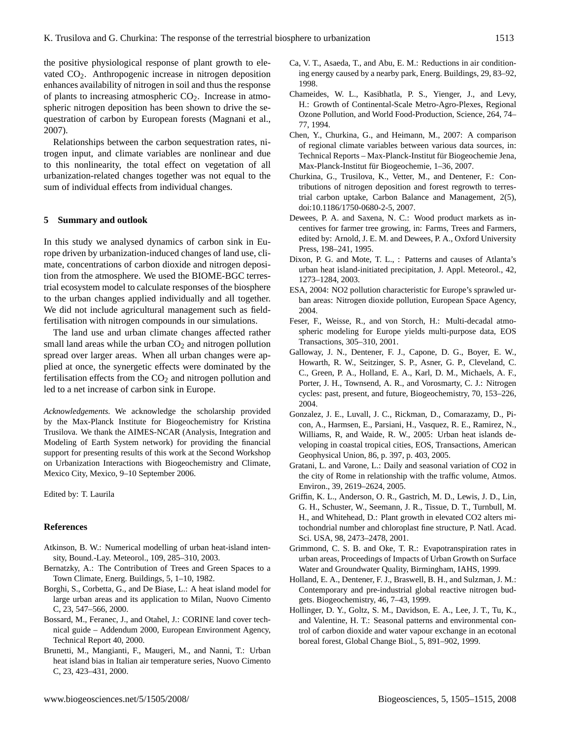the positive physiological response of plant growth to elevated $CO_2$. Anthropogenic increase in nitrogen deposition enhances availability of nitrogen in soil and thus the response of plants to increasing atmospheric $CO_2$. Increase in atmospheric nitrogen deposition has been shown to drive the sequestration of carbon by European forests (Magnani et al., 2007).

Relationships between the carbon sequestration rates, nitrogen input, and climate variables are nonlinear and due to this nonlinearity, the total effect on vegetation of all urbanization-related changes together was not equal to the sum of individual effects from individual changes.

## 5 Summary and outlook

In this study we analysed dynamics of carbon sink in Europe driven by urbanization-induced changes of land use, climate, concentrations of carbon dioxide and nitrogen deposition from the atmosphere. We used the BIOME-BGC terrestrial ecosystem model to calculate responses of the biosphere to the urban changes applied individually and all together. We did not include agricultural management such as field-fertilisation with nitrogen compounds in our simulations.

The land use and urban climate changes affected rather small land areas while the urban $CO_2$ and nitrogen pollution spread over larger areas. When all urban changes were applied at once, the synergetic effects were dominated by the fertilisation effects from the $CO_2$ and nitrogen pollution and led to a net increase of carbon sink in Europe.

*Acknowledgements.* We acknowledge the scholarship provided by the Max-Planck Institute for Biogeochemistry for Kristina Trusilova. We thank the AIMES-NCAR (Analysis, Integration and Modeling of Earth System network) for providing the financial support for presenting results of this work at the Second Workshop on Urbanization Interactions with Biogeochemistry and Climate, Mexico City, Mexico, 9–10 September 2006.

Edited by: T. Laurila

## References

Atkinson, B. W.: Numerical modelling of urban heat-island intensity, Bound.-Lay. Meteorol., 109, 285–310, 2003.

Bernatzky, A.: The Contribution of Trees and Green Spaces to a Town Climate, Energ. Buildings, 5, 1–10, 1982.

Borghi, S., Corbetta, G., and De Biase, L.: A heat island model for large urban areas and its application to Milan, Nuovo Cimento C, 23, 547–566, 2000.

Bossard, M., Feranec, J., and Otahel, J.: CORINE land cover technical guide – Addendum 2000, European Environment Agency, Technical Report 40, 2000.

Brunetti, M., Mangianti, F., Maugeri, M., and Nanni, T.: Urban heat island bias in Italian air temperature series, Nuovo Cimento C, 23, 423–431, 2000.

Ca, V. T., Asaeda, T., and Abu, E. M.: Reductions in air conditioning energy caused by a nearby park, Energ. Buildings, 29, 83–92, 1998.

Chameides, W. L., Kasibhatla, P. S., Yienger, J., and Levy, H.: Growth of Continental-Scale Metro-Agro-Plexes, Regional Ozone Pollution, and World Food-Production, Science, 264, 74–77, 1994.

Chen, Y., Churkina, G., and Heimann, M., 2007: A comparison of regional climate variables between various data sources, in: Technical Reports – Max-Planck-Institut für Biogeochemie Jena, Max-Planck-Institut für Biogeochemie, 1–36, 2007.

Churkina, G., Trusilova, K., Vetter, M., and Dentener, F.: Contributions of nitrogen deposition and forest regrowth to terrestrial carbon uptake, Carbon Balance and Management, 2(5), doi:10.1186/1750-0680-2-5, 2007.

Dewees, P. A. and Saxena, N. C.: Wood product markets as incentives for farmer tree growing, in: Farms, Trees and Farmers, edited by: Arnold, J. E. M. and Dewees, P. A., Oxford University Press, 198–241, 1995.

Dixon, P. G. and Mote, T. L., : Patterns and causes of Atlanta's urban heat island-initiated precipitation, J. Appl. Meteorol., 42, 1273–1284, 2003.

ESA, 2004: NO2 pollution characteristic for Europe's sprawled urban areas: Nitrogen dioxide pollution, European Space Agency, 2004.

Feser, F., Weisse, R., and von Storch, H.: Multi-decadal atmospheric modeling for Europe yields multi-purpose data, EOS Transactions, 305–310, 2001.

Galloway, J. N., Dentener, F. J., Capone, D. G., Boyer, E. W., Howarth, R. W., Seitzinger, S. P., Asner, G. P., Cleveland, C. C., Green, P. A., Holland, E. A., Karl, D. M., Michaels, A. F., Porter, J. H., Townsend, A. R., and Vorosmarty, C. J.: Nitrogen cycles: past, present, and future, Biogeochemistry, 70, 153–226, 2004.

Gonzalez, J. E., Luvall, J. C., Rickman, D., Comarazamy, D., Picon, A., Harmsen, E., Parsiani, H., Vasquez, R. E., Ramirez, N., Williams, R, and Waide, R. W., 2005: Urban heat islands developing in coastal tropical cities, EOS, Transactions, American Geophysical Union, 86, p. 397, p. 403, 2005.

Gratani, L. and Varone, L.: Daily and seasonal variation of CO2 in the city of Rome in relationship with the traffic volume, Atmos. Environ., 39, 2619–2624, 2005.

Griffin, K. L., Anderson, O. R., Gastrich, M. D., Lewis, J. D., Lin, G. H., Schuster, W., Seemann, J. R., Tissue, D. T., Turnbull, M. H., and Whitehead, D.: Plant growth in elevated CO2 alters mitochondrial number and chloroplast fine structure, P. Natl. Acad. Sci. USA, 98, 2473–2478, 2001.

Grimmond, C. S. B. and Oke, T. R.: Evapotranspiration rates in urban areas, Proceedings of Impacts of Urban Growth on Surface Water and Groundwater Quality, Birmingham, IAHS, 1999.

Holland, E. A., Dentener, F. J., Braswell, B. H., and Sulzman, J. M.: Contemporary and pre-industrial global reactive nitrogen budgets. Biogeochemistry, 46, 7–43, 1999.

Hollinger, D. Y., Goltz, S. M., Davidson, E. A., Lee, J. T., Tu, K., and Valentine, H. T.: Seasonal patterns and environmental control of carbon dioxide and water vapour exchange in an ecotonal boreal forest, Global Change Biol., 5, 891–902, 1999.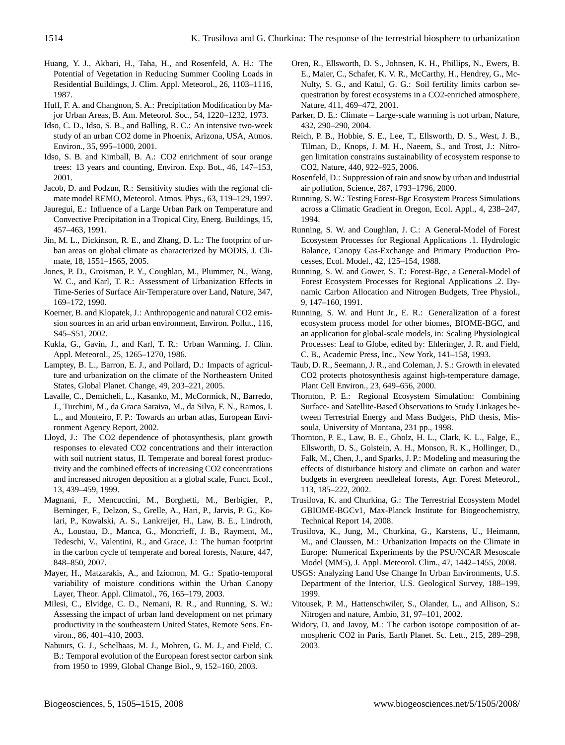Huang, Y. J., Akbari, H., Taha, H., and Rosenfeld, A. H.: The Potential of Vegetation in Reducing Summer Cooling Loads in Residential Buildings, J. Clim. Appl. Meteorol., 26, 1103–1116, 1987.

Huff, F. A. and Changnon, S. A.: Precipitation Modification by Major Urban Areas, B. Am. Meteorol. Soc., 54, 1220–1232, 1973.

Idso, C. D., Idso, S. B., and Balling, R. C.: An intensive two-week study of an urban CO2 dome in Phoenix, Arizona, USA, Atmos. Environ., 35, 995–1000, 2001.

Idso, S. B. and Kimball, B. A.: CO2 enrichment of sour orange trees: 13 years and counting, Environ. Exp. Bot., 46, 147–153, 2001.

Jacob, D. and Podzun, R.: Sensitivity studies with the regional climate model REMO, Meteorol. Atmos. Phys., 63, 119–129, 1997.

Jauregui, E.: Influence of a Large Urban Park on Temperature and Convective Precipitation in a Tropical City, Energ. Buildings, 15, 457–463, 1991.

Jin, M. L., Dickinson, R. E., and Zhang, D. L.: The footprint of urban areas on global climate as characterized by MODIS, J. Climate, 18, 1551–1565, 2005.

Jones, P. D., Groisman, P. Y., Coughlan, M., Plummer, N., Wang, W. C., and Karl, T. R.: Assessment of Urbanization Effects in Time-Series of Surface Air-Temperature over Land, Nature, 347, 169–172, 1990.

Koerner, B. and Klopatek, J.: Anthropogenic and natural CO2 emission sources in an arid urban environment, Environ. Pollut., 116, S45–S51, 2002.

Kukla, G., Gavin, J., and Karl, T. R.: Urban Warming, J. Clim. Appl. Meteorol., 25, 1265–1270, 1986.

Lamptey, B. L., Barron, E. J., and Pollard, D.: Impacts of agriculture and urbanization on the climate of the Northeastern United States, Global Planet. Change, 49, 203–221, 2005.

Lavalle, C., Demicheli, L., Kasanko, M., McCormick, N., Barredo, J., Turchini, M., da Graca Saraiva, M., da Silva, F. N., Ramos, I. L., and Monteiro, F. P.: Towards an urban atlas, European Environment Agency Report, 2002.

Lloyd, J.: The CO2 dependence of photosynthesis, plant growth responses to elevated CO2 concentrations and their interaction with soil nutrient status, II. Temperate and boreal forest productivity and the combined effects of increasing CO2 concentrations and increased nitrogen deposition at a global scale, Funct. Ecol., 13, 439–459, 1999.

Magnani, F., Mencuccini, M., Borghetti, M., Berbigier, P., Berninger, F., Delzon, S., Grelle, A., Hari, P., Jarvis, P. G., Kolari, P., Kowalski, A. S., Lankreijer, H., Law, B. E., Lindroth, A., Loustau, D., Manca, G., Moncrieff, J. B., Rayment, M., Tedeschi, V., Valentini, R., and Grace, J.: The human footprint in the carbon cycle of temperate and boreal forests, Nature, 447, 848–850, 2007.

Mayer, H., Matzarakis, A., and Iziomon, M. G.: Spatio-temporal variability of moisture conditions within the Urban Canopy Layer, Theor. Appl. Climatol., 76, 165–179, 2003.

Milesi, C., Elvidge, C. D., Nemani, R. R., and Running, S. W.: Assessing the impact of urban land development on net primary productivity in the southeastern United States, Remote Sens. Environ., 86, 401–410, 2003.

Nabuurs, G. J., Schelhaas, M. J., Mohren, G. M. J., and Field, C. B.: Temporal evolution of the European forest sector carbon sink from 1950 to 1999, Global Change Biol., 9, 152–160, 2003.

Oren, R., Ellsworth, D. S., Johnsen, K. H., Phillips, N., Ewers, B. E., Maier, C., Schafer, K. V. R., McCarthy, H., Hendrey, G., McNulty, S. G., and Katul, G. G.: Soil fertility limits carbon sequestration by forest ecosystems in a CO2-enriched atmosphere, Nature, 411, 469–472, 2001.

Parker, D. E.: Climate – Large-scale warming is not urban, Nature, 432, 290–290, 2004.

Reich, P. B., Hobbie, S. E., Lee, T., Ellsworth, D. S., West, J. B., Tilman, D., Knops, J. M. H., Naeem, S., and Trost, J.: Nitrogen limitation constrains sustainability of ecosystem response to CO2, Nature, 440, 922–925, 2006.

Rosenfeld, D.: Suppression of rain and snow by urban and industrial air pollution, Science, 287, 1793–1796, 2000.

Running, S. W.: Testing Forest-Bgc Ecosystem Process Simulations across a Climatic Gradient in Oregon, Ecol. Appl., 4, 238–247, 1994.

Running, S. W. and Coughlan, J. C.: A General-Model of Forest Ecosystem Processes for Regional Applications .1. Hydrologic Balance, Canopy Gas-Exchange and Primary Production Processes, Ecol. Model., 42, 125–154, 1988.

Running, S. W. and Gower, S. T.: Forest-Bgc, a General-Model of Forest Ecosystem Processes for Regional Applications .2. Dynamic Carbon Allocation and Nitrogen Budgets, Tree Physiol., 9, 147–160, 1991.

Running, S. W. and Hunt Jr., E. R.: Generalization of a forest ecosystem process model for other biomes, BIOME-BGC, and an application for global-scale models, in: Scaling Physiological Processes: Leaf to Globe, edited by: Ehleringer, J. R. and Field, C. B., Academic Press, Inc., New York, 141–158, 1993.

Taub, D. R., Seemann, J. R., and Coleman, J. S.: Growth in elevated CO2 protects photosynthesis against high-temperature damage, Plant Cell Environ., 23, 649–656, 2000.

Thornton, P. E.: Regional Ecosystem Simulation: Combining Surface- and Satellite-Based Observations to Study Linkages between Terrestrial Energy and Mass Budgets, PhD thesis, Missoula, University of Montana, 231 pp., 1998.

Thornton, P. E., Law, B. E., Gholz, H. L., Clark, K. L., Falge, E., Ellsworth, D. S., Golstein, A. H., Monson, R. K., Hollinger, D., Falk, M., Chen, J., and Sparks, J. P.: Modeling and measuring the effects of disturbance history and climate on carbon and water budgets in evergreen needleleaf forests, Agr. Forest Meteorol., 113, 185–222, 2002.

Trusilova, K. and Churkina, G.: The Terrestrial Ecosystem Model GBIOME-BGCv1, Max-Planck Institute for Biogeochemistry, Technical Report 14, 2008.

Trusilova, K., Jung, M., Churkina, G., Karstens, U., Heimann, M., and Claussen, M.: Urbanization Impacts on the Climate in Europe: Numerical Experiments by the PSU/NCAR Mesoscale Model (MM5), J. Appl. Meteorol. Clim., 47, 1442–1455, 2008.

USGS: Analyzing Land Use Change In Urban Environments, U.S. Department of the Interior, U.S. Geological Survey, 188–199, 1999.

Vitousek, P. M., Hattenschwiler, S., Olander, L., and Allison, S.: Nitrogen and nature, Ambio, 31, 97–101, 2002.

Widory, D. and Javoy, M.: The carbon isotope composition of atmospheric CO2 in Paris, Earth Planet. Sc. Lett., 215, 289–298, 2003.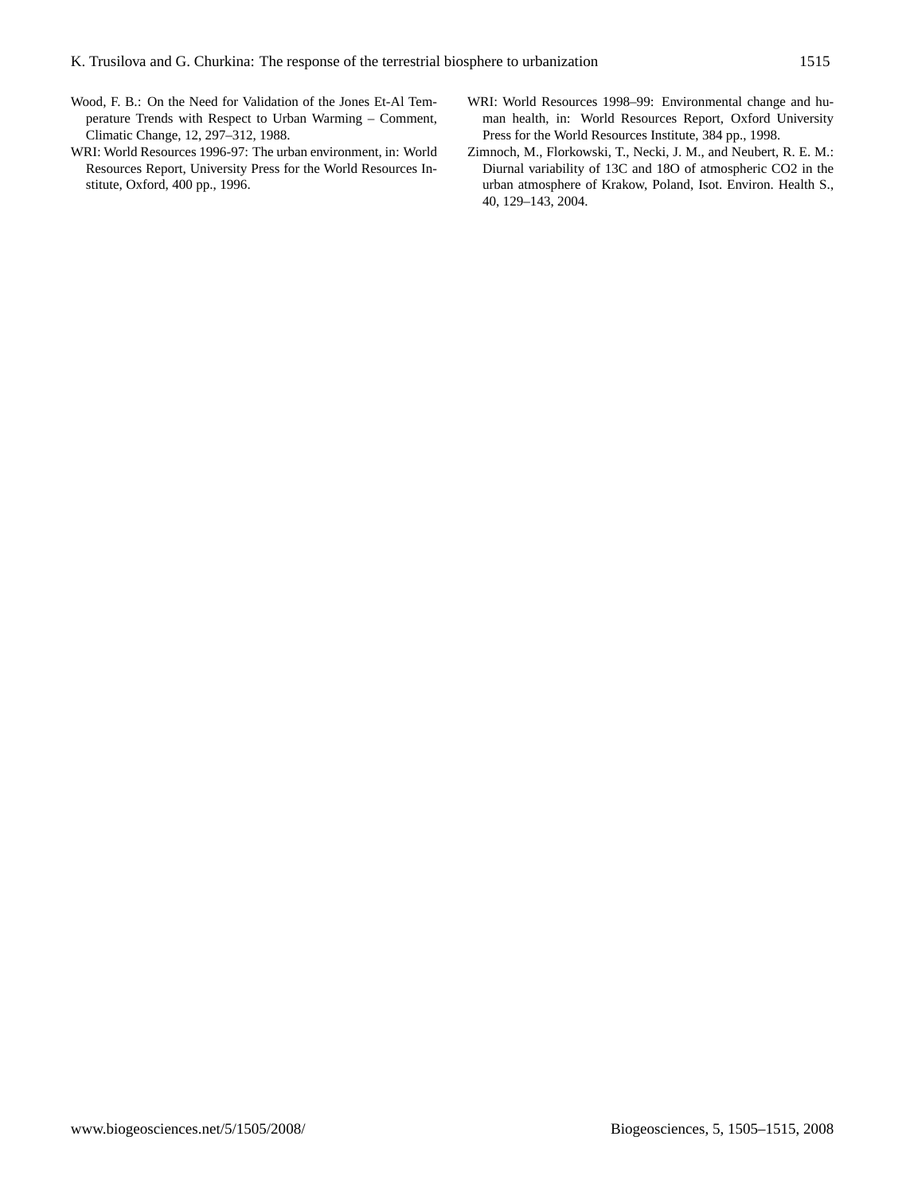Wood, F. B.: On the Need for Validation of the Jones Et-Al Temperature Trends with Respect to Urban Warming – Comment, Climatic Change, 12, 297–312, 1988.

WRI: World Resources 1996-97: The urban environment, in: World Resources Report, University Press for the World Resources Institute, Oxford, 400 pp., 1996.

WRI: World Resources 1998–99: Environmental change and human health, in: World Resources Report, Oxford University Press for the World Resources Institute, 384 pp., 1998.

Zimnoch, M., Florkowski, T., Necki, J. M., and Neubert, R. E. M.: Diurnal variability of 13C and 18O of atmospheric CO2 in the urban atmosphere of Krakow, Poland, Isot. Environ. Health S., 40, 129–143, 2004.